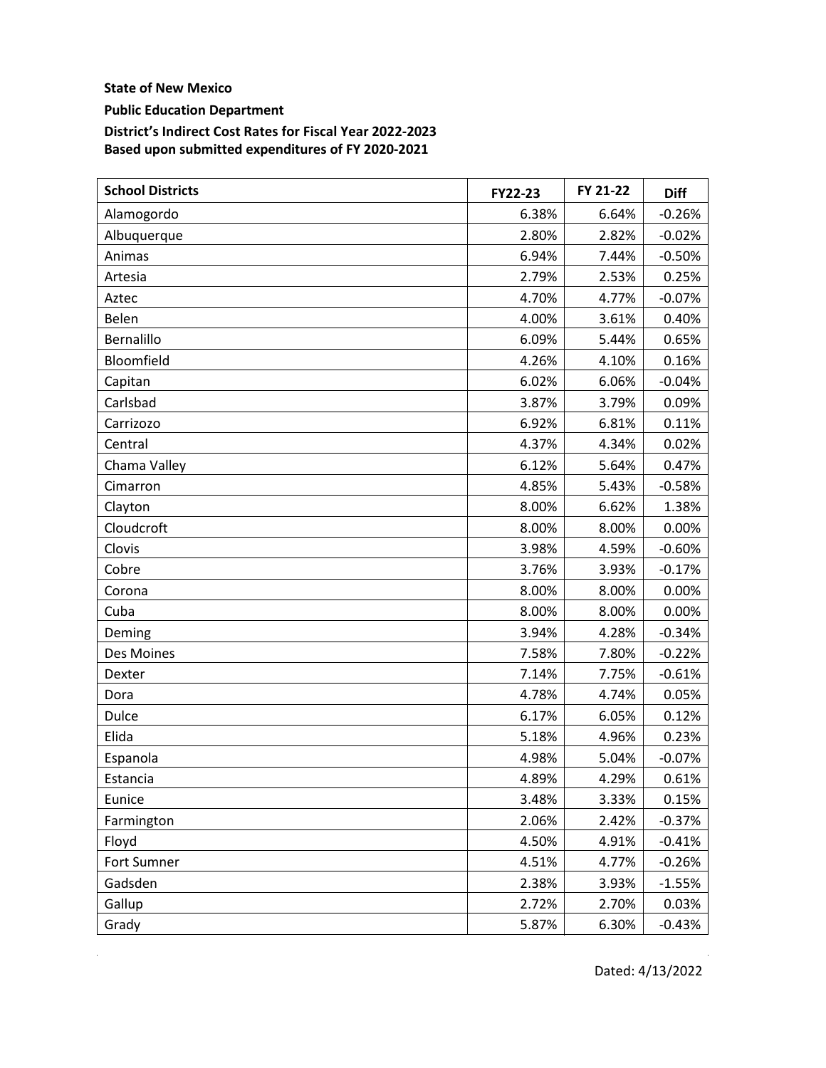**State of New Mexico**

**Public Education Department**

**District's Indirect Cost Rates for Fiscal Year 2022-2023**
**Based upon submitted expenditures of FY 2020-2021**

| School Districts | FY22-23 | FY 21-22 | Diff |
|---|---|---|---|
| Alamogordo | 6.38% | 6.64% | -0.26% |
| Albuquerque | 2.80% | 2.82% | -0.02% |
| Animas | 6.94% | 7.44% | -0.50% |
| Artesia | 2.79% | 2.53% | 0.25% |
| Aztec | 4.70% | 4.77% | -0.07% |
| Belen | 4.00% | 3.61% | 0.40% |
| Bernalillo | 6.09% | 5.44% | 0.65% |
| Bloomfield | 4.26% | 4.10% | 0.16% |
| Capitan | 6.02% | 6.06% | -0.04% |
| Carlsbad | 3.87% | 3.79% | 0.09% |
| Carrizozo | 6.92% | 6.81% | 0.11% |
| Central | 4.37% | 4.34% | 0.02% |
| Chama Valley | 6.12% | 5.64% | 0.47% |
| Cimarron | 4.85% | 5.43% | -0.58% |
| Clayton | 8.00% | 6.62% | 1.38% |
| Cloudcroft | 8.00% | 8.00% | 0.00% |
| Clovis | 3.98% | 4.59% | -0.60% |
| Cobre | 3.76% | 3.93% | -0.17% |
| Corona | 8.00% | 8.00% | 0.00% |
| Cuba | 8.00% | 8.00% | 0.00% |
| Deming | 3.94% | 4.28% | -0.34% |
| Des Moines | 7.58% | 7.80% | -0.22% |
| Dexter | 7.14% | 7.75% | -0.61% |
| Dora | 4.78% | 4.74% | 0.05% |
| Dulce | 6.17% | 6.05% | 0.12% |
| Elida | 5.18% | 4.96% | 0.23% |
| Espanola | 4.98% | 5.04% | -0.07% |
| Estancia | 4.89% | 4.29% | 0.61% |
| Eunice | 3.48% | 3.33% | 0.15% |
| Farmington | 2.06% | 2.42% | -0.37% |
| Floyd | 4.50% | 4.91% | -0.41% |
| Fort Sumner | 4.51% | 4.77% | -0.26% |
| Gadsden | 2.38% | 3.93% | -1.55% |
| Gallup | 2.72% | 2.70% | 0.03% |
| Grady | 5.87% | 6.30% | -0.43% |

Dated: 4/13/2022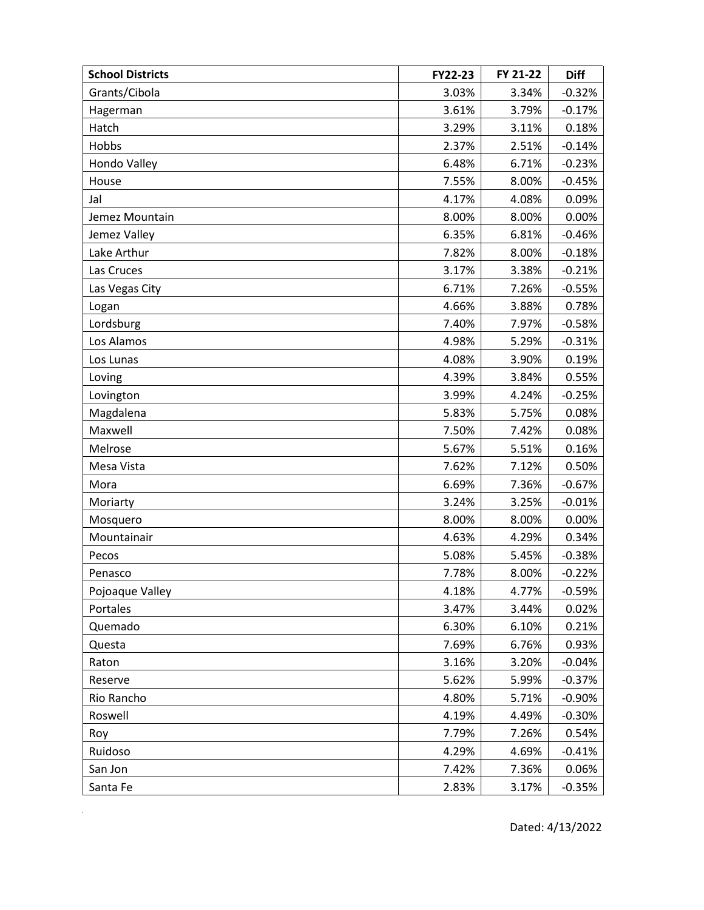| School Districts | FY22-23 | FY 21-22 | Diff |
|---|---|---|---|
| Grants/Cibola | 3.03% | 3.34% | -0.32% |
| Hagerman | 3.61% | 3.79% | -0.17% |
| Hatch | 3.29% | 3.11% | 0.18% |
| Hobbs | 2.37% | 2.51% | -0.14% |
| Hondo Valley | 6.48% | 6.71% | -0.23% |
| House | 7.55% | 8.00% | -0.45% |
| Jal | 4.17% | 4.08% | 0.09% |
| Jemez Mountain | 8.00% | 8.00% | 0.00% |
| Jemez Valley | 6.35% | 6.81% | -0.46% |
| Lake Arthur | 7.82% | 8.00% | -0.18% |
| Las Cruces | 3.17% | 3.38% | -0.21% |
| Las Vegas City | 6.71% | 7.26% | -0.55% |
| Logan | 4.66% | 3.88% | 0.78% |
| Lordsburg | 7.40% | 7.97% | -0.58% |
| Los Alamos | 4.98% | 5.29% | -0.31% |
| Los Lunas | 4.08% | 3.90% | 0.19% |
| Loving | 4.39% | 3.84% | 0.55% |
| Lovington | 3.99% | 4.24% | -0.25% |
| Magdalena | 5.83% | 5.75% | 0.08% |
| Maxwell | 7.50% | 7.42% | 0.08% |
| Melrose | 5.67% | 5.51% | 0.16% |
| Mesa Vista | 7.62% | 7.12% | 0.50% |
| Mora | 6.69% | 7.36% | -0.67% |
| Moriarty | 3.24% | 3.25% | -0.01% |
| Mosquero | 8.00% | 8.00% | 0.00% |
| Mountainair | 4.63% | 4.29% | 0.34% |
| Pecos | 5.08% | 5.45% | -0.38% |
| Penasco | 7.78% | 8.00% | -0.22% |
| Pojoaque Valley | 4.18% | 4.77% | -0.59% |
| Portales | 3.47% | 3.44% | 0.02% |
| Quemado | 6.30% | 6.10% | 0.21% |
| Questa | 7.69% | 6.76% | 0.93% |
| Raton | 3.16% | 3.20% | -0.04% |
| Reserve | 5.62% | 5.99% | -0.37% |
| Rio Rancho | 4.80% | 5.71% | -0.90% |
| Roswell | 4.19% | 4.49% | -0.30% |
| Roy | 7.79% | 7.26% | 0.54% |
| Ruidoso | 4.29% | 4.69% | -0.41% |
| San Jon | 7.42% | 7.36% | 0.06% |
| Santa Fe | 2.83% | 3.17% | -0.35% |

Dated: 4/13/2022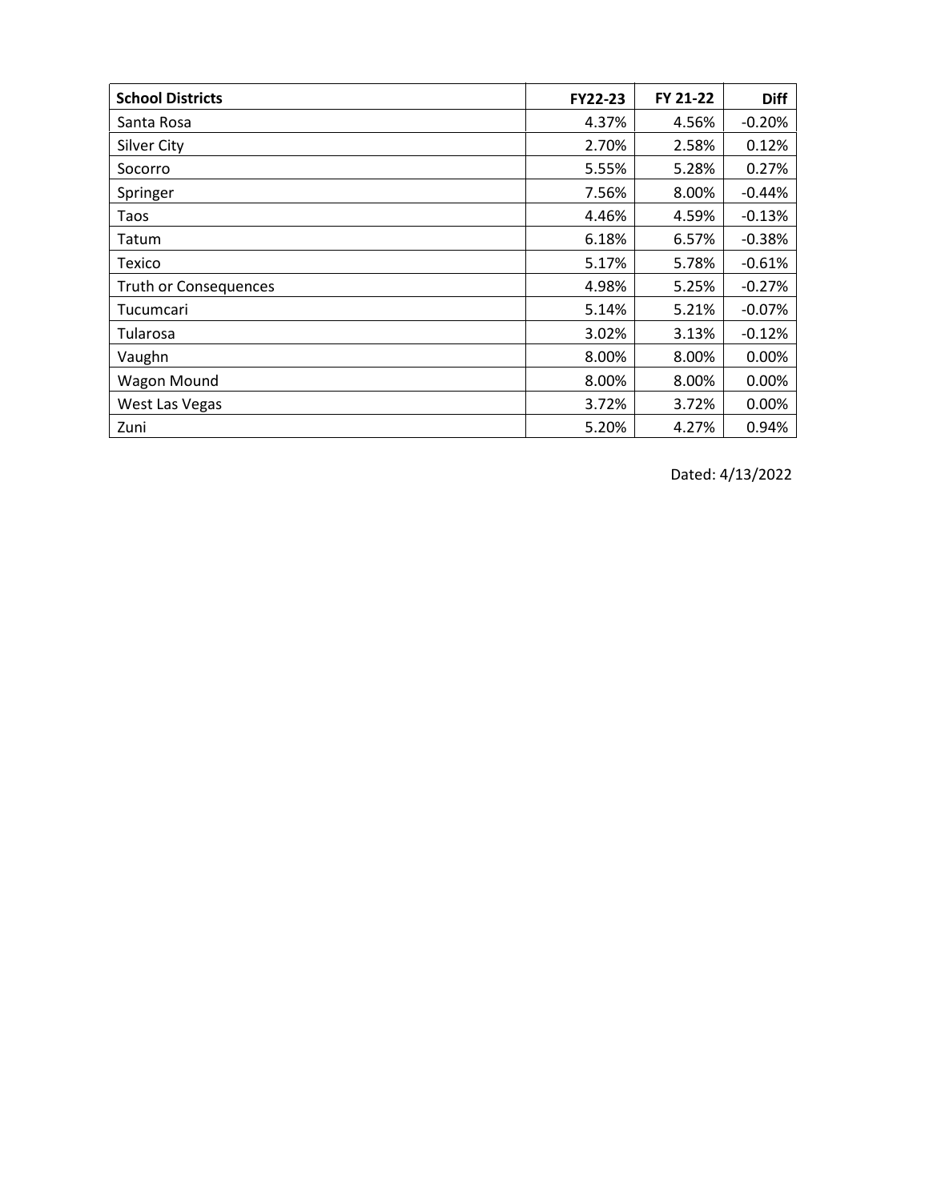| School Districts | FY22-23 | FY 21-22 | Diff |
| --- | --- | --- | --- |
| Santa Rosa | 4.37% | 4.56% | -0.20% |
| Silver City | 2.70% | 2.58% | 0.12% |
| Socorro | 5.55% | 5.28% | 0.27% |
| Springer | 7.56% | 8.00% | -0.44% |
| Taos | 4.46% | 4.59% | -0.13% |
| Tatum | 6.18% | 6.57% | -0.38% |
| Texico | 5.17% | 5.78% | -0.61% |
| Truth or Consequences | 4.98% | 5.25% | -0.27% |
| Tucumcari | 5.14% | 5.21% | -0.07% |
| Tularosa | 3.02% | 3.13% | -0.12% |
| Vaughn | 8.00% | 8.00% | 0.00% |
| Wagon Mound | 8.00% | 8.00% | 0.00% |
| West Las Vegas | 3.72% | 3.72% | 0.00% |
| Zuni | 5.20% | 4.27% | 0.94% |

Dated: 4/13/2022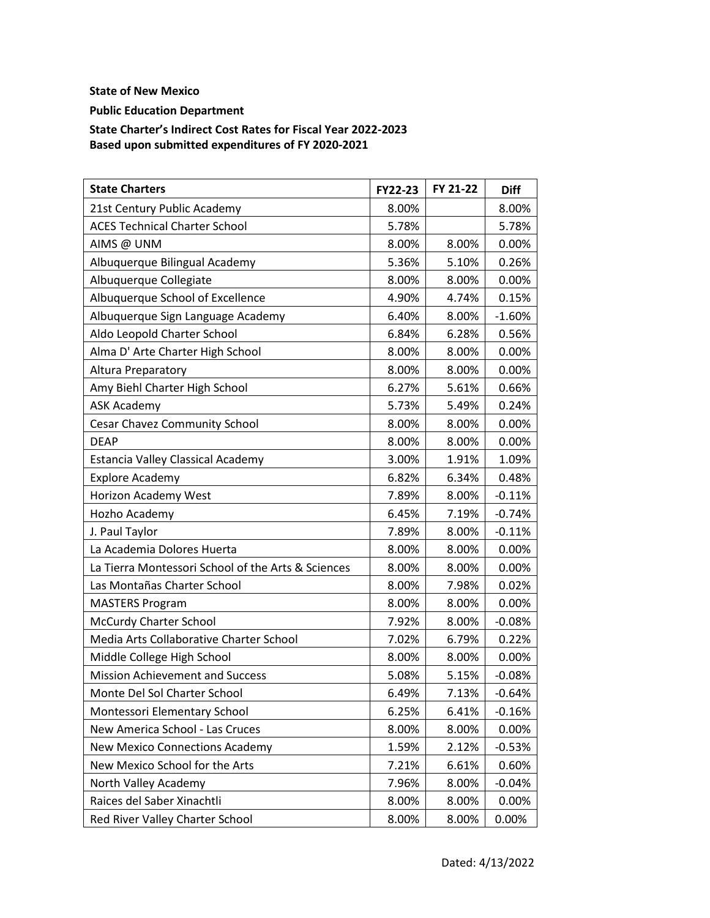**State of New Mexico**

**Public Education Department**

**State Charter's Indirect Cost Rates for Fiscal Year 2022-2023**
**Based upon submitted expenditures of FY 2020-2021**

| State Charters | FY22-23 | FY 21-22 | Diff |
|---|---|---|---|
| 21st Century Public Academy | 8.00% | | 8.00% |
| ACES Technical Charter School | 5.78% | | 5.78% |
| AIMS @ UNM | 8.00% | 8.00% | 0.00% |
| Albuquerque Bilingual Academy | 5.36% | 5.10% | 0.26% |
| Albuquerque Collegiate | 8.00% | 8.00% | 0.00% |
| Albuquerque School of Excellence | 4.90% | 4.74% | 0.15% |
| Albuquerque Sign Language Academy | 6.40% | 8.00% | -1.60% |
| Aldo Leopold Charter School | 6.84% | 6.28% | 0.56% |
| Alma D' Arte Charter High School | 8.00% | 8.00% | 0.00% |
| Altura Preparatory | 8.00% | 8.00% | 0.00% |
| Amy Biehl Charter High School | 6.27% | 5.61% | 0.66% |
| ASK Academy | 5.73% | 5.49% | 0.24% |
| Cesar Chavez Community School | 8.00% | 8.00% | 0.00% |
| DEAP | 8.00% | 8.00% | 0.00% |
| Estancia Valley Classical Academy | 3.00% | 1.91% | 1.09% |
| Explore Academy | 6.82% | 6.34% | 0.48% |
| Horizon Academy West | 7.89% | 8.00% | -0.11% |
| Hozho Academy | 6.45% | 7.19% | -0.74% |
| J. Paul Taylor | 7.89% | 8.00% | -0.11% |
| La Academia Dolores Huerta | 8.00% | 8.00% | 0.00% |
| La Tierra Montessori School of the Arts & Sciences | 8.00% | 8.00% | 0.00% |
| Las Montañas Charter School | 8.00% | 7.98% | 0.02% |
| MASTERS Program | 8.00% | 8.00% | 0.00% |
| McCurdy Charter School | 7.92% | 8.00% | -0.08% |
| Media Arts Collaborative Charter School | 7.02% | 6.79% | 0.22% |
| Middle College High School | 8.00% | 8.00% | 0.00% |
| Mission Achievement and Success | 5.08% | 5.15% | -0.08% |
| Monte Del Sol Charter School | 6.49% | 7.13% | -0.64% |
| Montessori Elementary School | 6.25% | 6.41% | -0.16% |
| New America School - Las Cruces | 8.00% | 8.00% | 0.00% |
| New Mexico Connections Academy | 1.59% | 2.12% | -0.53% |
| New Mexico School for the Arts | 7.21% | 6.61% | 0.60% |
| North Valley Academy | 7.96% | 8.00% | -0.04% |
| Raices del Saber Xinachtli | 8.00% | 8.00% | 0.00% |
| Red River Valley Charter School | 8.00% | 8.00% | 0.00% |

Dated: 4/13/2022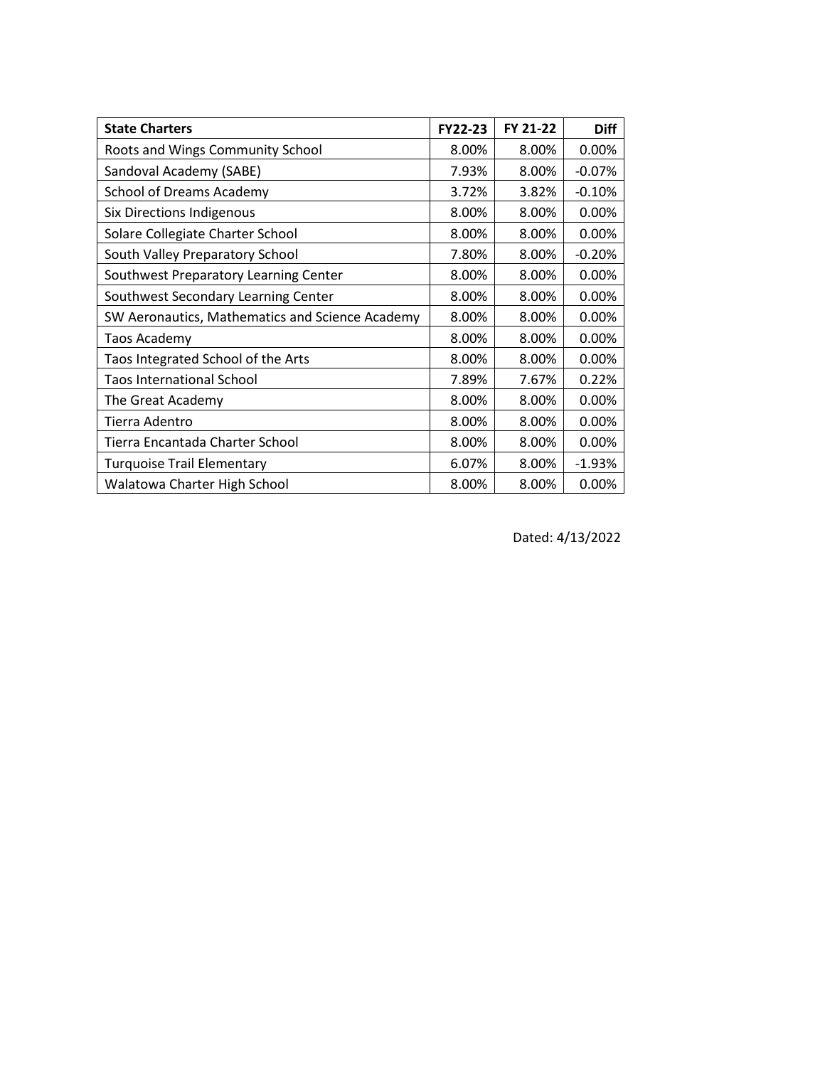| State Charters | FY22-23 | FY 21-22 | Diff |
| --- | --- | --- | --- |
| Roots and Wings Community School | 8.00% | 8.00% | 0.00% |
| Sandoval Academy (SABE) | 7.93% | 8.00% | -0.07% |
| School of Dreams Academy | 3.72% | 3.82% | -0.10% |
| Six Directions Indigenous | 8.00% | 8.00% | 0.00% |
| Solare Collegiate Charter School | 8.00% | 8.00% | 0.00% |
| South Valley Preparatory School | 7.80% | 8.00% | -0.20% |
| Southwest Preparatory Learning Center | 8.00% | 8.00% | 0.00% |
| Southwest Secondary Learning Center | 8.00% | 8.00% | 0.00% |
| SW Aeronautics, Mathematics and Science Academy | 8.00% | 8.00% | 0.00% |
| Taos Academy | 8.00% | 8.00% | 0.00% |
| Taos Integrated School of the Arts | 8.00% | 8.00% | 0.00% |
| Taos International School | 7.89% | 7.67% | 0.22% |
| The Great Academy | 8.00% | 8.00% | 0.00% |
| Tierra Adentro | 8.00% | 8.00% | 0.00% |
| Tierra Encantada Charter School | 8.00% | 8.00% | 0.00% |
| Turquoise Trail Elementary | 6.07% | 8.00% | -1.93% |
| Walatowa Charter High School | 8.00% | 8.00% | 0.00% |

Dated: 4/13/2022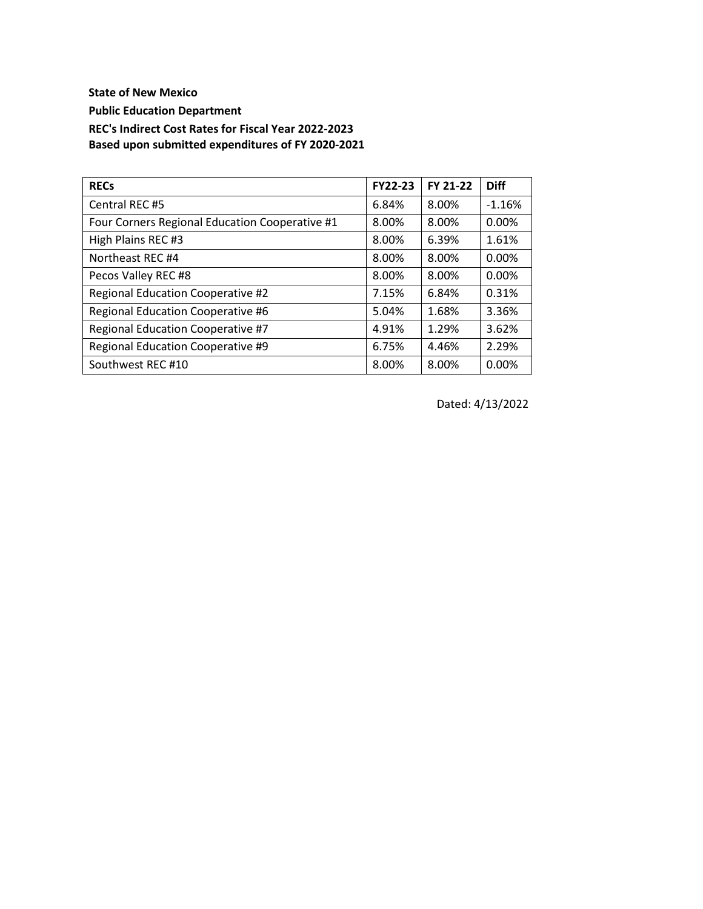**State of New Mexico**

**Public Education Department**

**REC's Indirect Cost Rates for Fiscal Year 2022-2023**

**Based upon submitted expenditures of FY 2020-2021**

| RECs | FY22-23 | FY 21-22 | Diff |
|---|---|---|---|
| Central REC #5 | 6.84% | 8.00% | -1.16% |
| Four Corners Regional Education Cooperative #1 | 8.00% | 8.00% | 0.00% |
| High Plains REC #3 | 8.00% | 6.39% | 1.61% |
| Northeast REC #4 | 8.00% | 8.00% | 0.00% |
| Pecos Valley REC #8 | 8.00% | 8.00% | 0.00% |
| Regional Education Cooperative #2 | 7.15% | 6.84% | 0.31% |
| Regional Education Cooperative #6 | 5.04% | 1.68% | 3.36% |
| Regional Education Cooperative #7 | 4.91% | 1.29% | 3.62% |
| Regional Education Cooperative #9 | 6.75% | 4.46% | 2.29% |
| Southwest REC #10 | 8.00% | 8.00% | 0.00% |

Dated: 4/13/2022